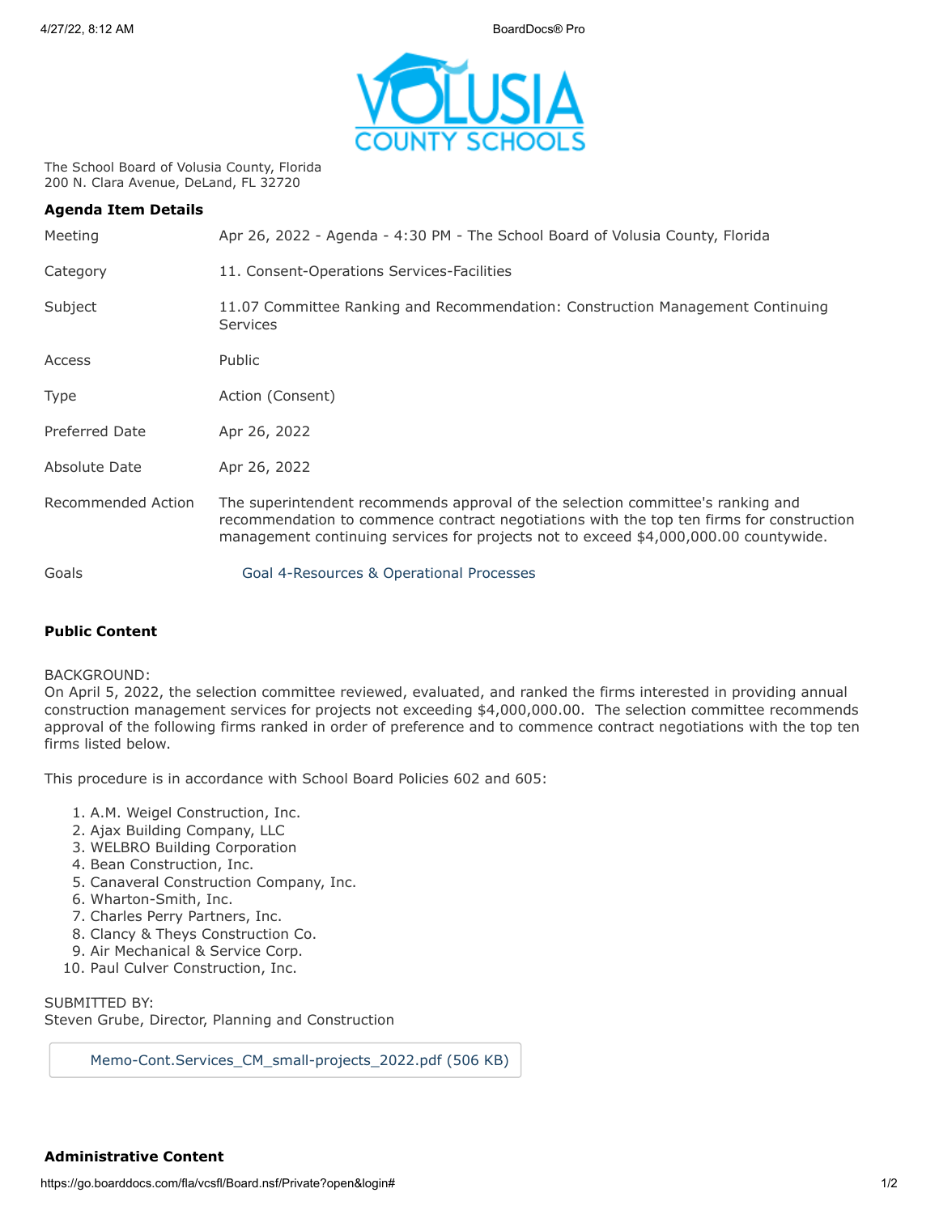The School Board of Volusia County, Florida
200 N. Clara Avenue, DeLand, FL 32720

**Agenda Item Details**

| | |
|---|---|
| Meeting | Apr 26, 2022 - Agenda - 4:30 PM - The School Board of Volusia County, Florida |
| Category | 11. Consent-Operations Services-Facilities |
| Subject | 11.07 Committee Ranking and Recommendation: Construction Management Continuing Services |
| Access | Public |
| Type | Action (Consent) |
| Preferred Date | Apr 26, 2022 |
| Absolute Date | Apr 26, 2022 |
| Recommended Action | The superintendent recommends approval of the selection committee's ranking and recommendation to commence contract negotiations with the top ten firms for construction management continuing services for projects not to exceed $4,000,000.00 countywide. |
| Goals | Goal 4-Resources & Operational Processes |

**Public Content**

BACKGROUND:
On April 5, 2022, the selection committee reviewed, evaluated, and ranked the firms interested in providing annual construction management services for projects not exceeding $4,000,000.00. The selection committee recommends approval of the following firms ranked in order of preference and to commence contract negotiations with the top ten firms listed below.

This procedure is in accordance with School Board Policies 602 and 605:

1. A.M. Weigel Construction, Inc.
2. Ajax Building Company, LLC
3. WELBRO Building Corporation
4. Bean Construction, Inc.
5. Canaveral Construction Company, Inc.
6. Wharton-Smith, Inc.
7. Charles Perry Partners, Inc.
8. Clancy & Theys Construction Co.
9. Air Mechanical & Service Corp.
10. Paul Culver Construction, Inc.

SUBMITTED BY:
Steven Grube, Director, Planning and Construction

Memo-Cont.Services_CM_small-projects_2022.pdf (506 KB)

**Administrative Content**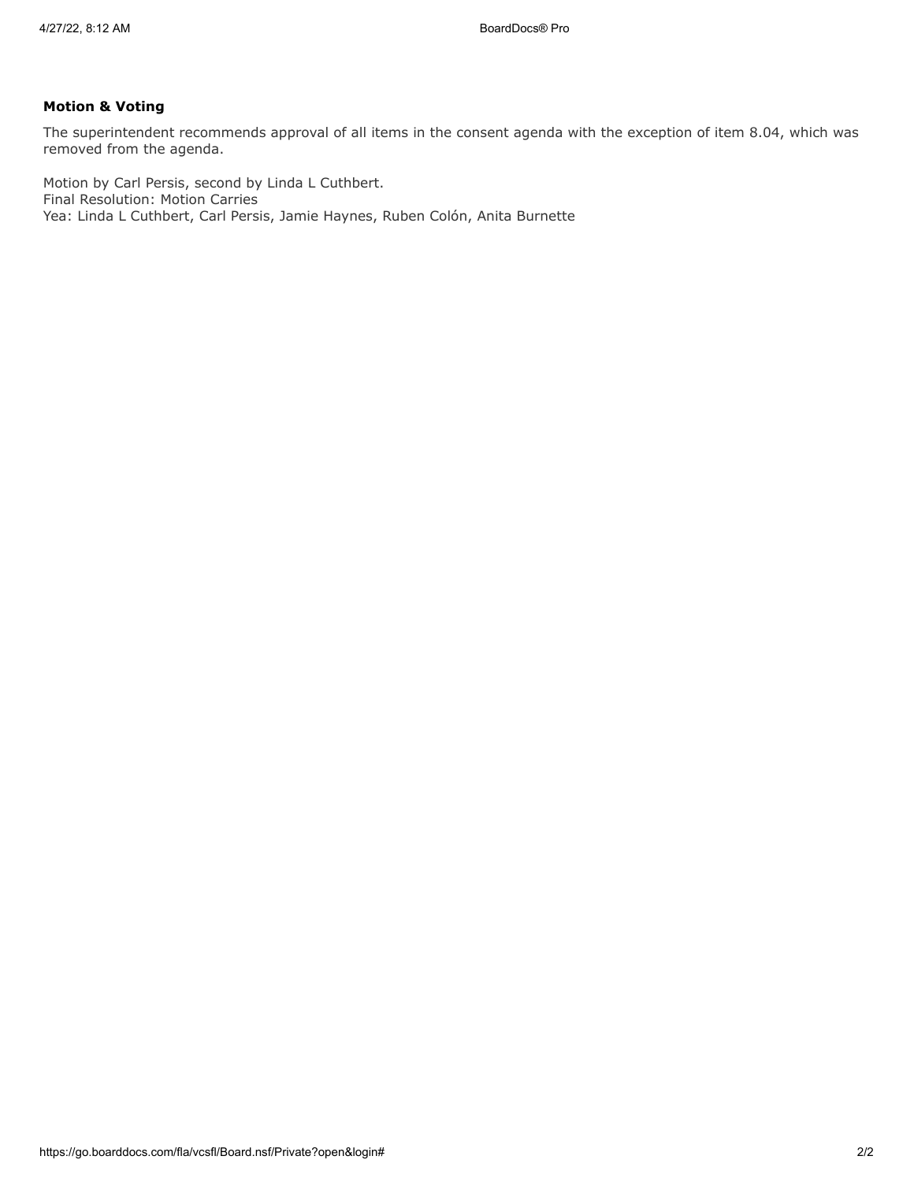**Motion & Voting**

The superintendent recommends approval of all items in the consent agenda with the exception of item 8.04, which was removed from the agenda.

Motion by Carl Persis, second by Linda L Cuthbert.
Final Resolution: Motion Carries
Yea: Linda L Cuthbert, Carl Persis, Jamie Haynes, Ruben Colón, Anita Burnette